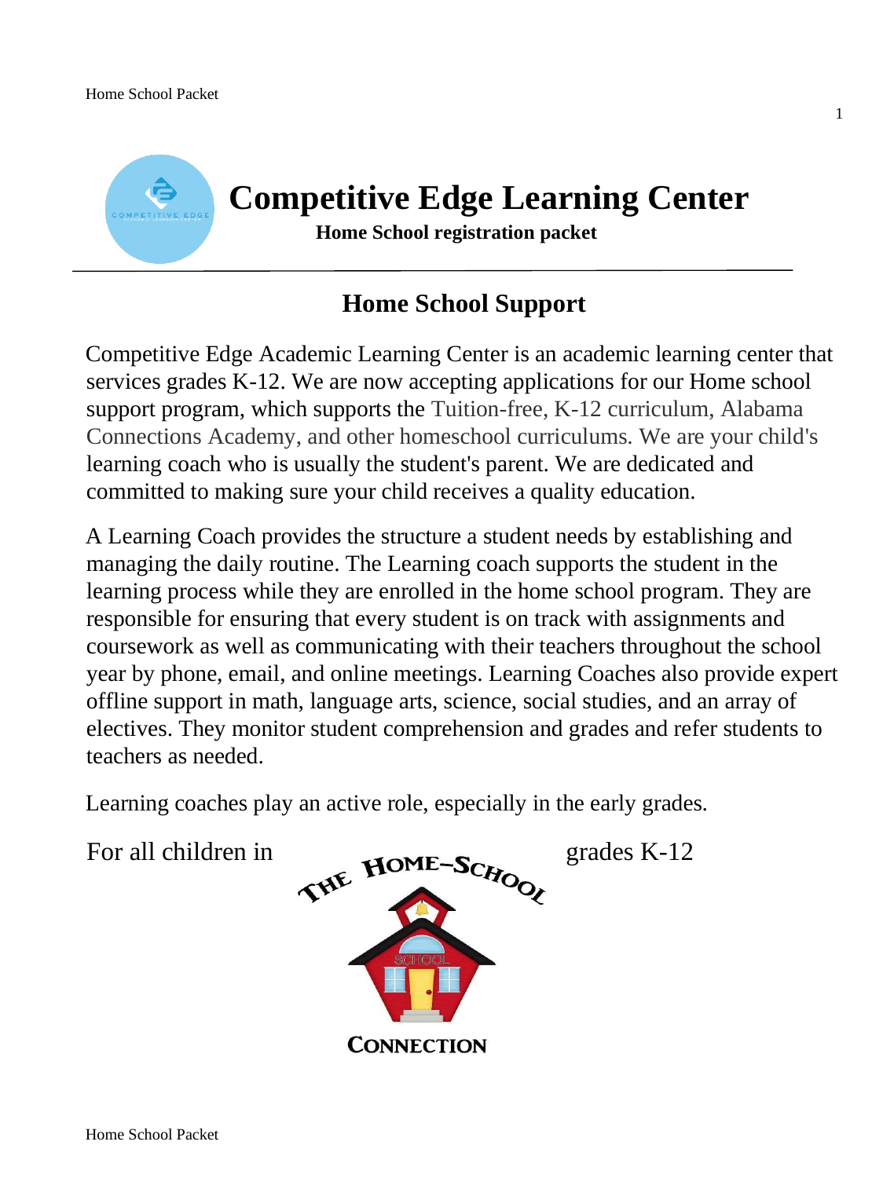# Competitive Edge Learning Center

**Home School registration packet**

## Home School Support

Competitive Edge Academic Learning Center is an academic learning center that services grades K-12. We are now accepting applications for our Home school support program, which supports the Tuition-free, K-12 curriculum, Alabama Connections Academy, and other homeschool curriculums. We are your child's learning coach who is usually the student's parent. We are dedicated and committed to making sure your child receives a quality education.

A Learning Coach provides the structure a student needs by establishing and managing the daily routine. The Learning coach supports the student in the learning process while they are enrolled in the home school program. They are responsible for ensuring that every student is on track with assignments and coursework as well as communicating with their teachers throughout the school year by phone, email, and online meetings. Learning Coaches also provide expert offline support in math, language arts, science, social studies, and an array of electives. They monitor student comprehension and grades and refer students to teachers as needed.

Learning coaches play an active role, especially in the early grades.

For all children in grades K-12

THE HOME-SCHOOL CONNECTION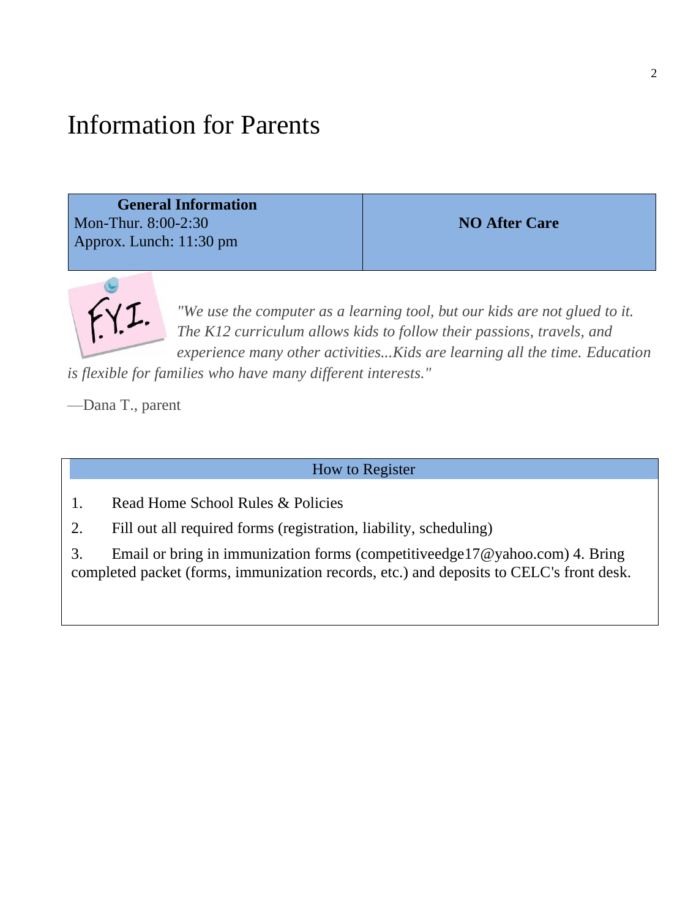# Information for Parents

| **General Information**<br>Mon-Thur. 8:00-2:30<br>Approx. Lunch: 11:30 pm | **NO After Care** |
|---|---|

*"We use the computer as a learning tool, but our kids are not glued to it. The K12 curriculum allows kids to follow their passions, travels, and experience many other activities...Kids are learning all the time. Education is flexible for families who have many different interests."*

—Dana T., parent

| How to Register |
|---|
| 1. Read Home School Rules & Policies<br>2. Fill out all required forms (registration, liability, scheduling)<br>3. Email or bring in immunization forms (competitiveedge17@yahoo.com) 4. Bring completed packet (forms, immunization records, etc.) and deposits to CELC's front desk. |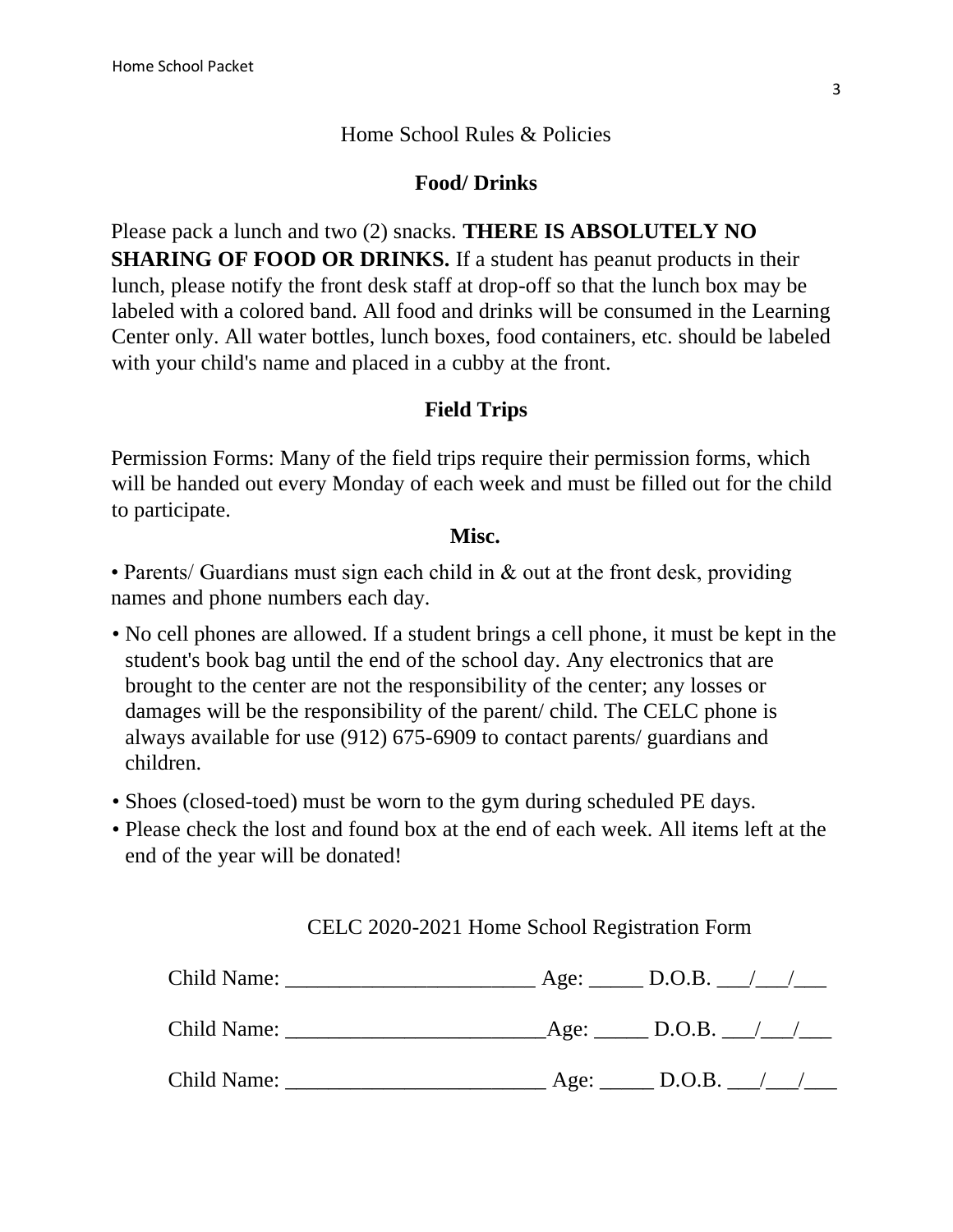## Home School Rules & Policies

### Food/ Drinks

Please pack a lunch and two (2) snacks. **THERE IS ABSOLUTELY NO SHARING OF FOOD OR DRINKS.** If a student has peanut products in their lunch, please notify the front desk staff at drop-off so that the lunch box may be labeled with a colored band. All food and drinks will be consumed in the Learning Center only. All water bottles, lunch boxes, food containers, etc. should be labeled with your child's name and placed in a cubby at the front.

### Field Trips

Permission Forms: Many of the field trips require their permission forms, which will be handed out every Monday of each week and must be filled out for the child to participate.

### Misc.

- Parents/ Guardians must sign each child in & out at the front desk, providing names and phone numbers each day.
- No cell phones are allowed. If a student brings a cell phone, it must be kept in the student's book bag until the end of the school day. Any electronics that are brought to the center are not the responsibility of the center; any losses or damages will be the responsibility of the parent/ child. The CELC phone is always available for use (912) 675-6909 to contact parents/ guardians and children.
- Shoes (closed-toed) must be worn to the gym during scheduled PE days.
- Please check the lost and found box at the end of each week. All items left at the end of the year will be donated!

## CELC 2020-2021 Home School Registration Form

Child Name: _______________________ Age: _____ D.O.B. ___/___/___

Child Name: ________________________Age: _____ D.O.B. ___/___/___

Child Name: ________________________ Age: _____ D.O.B. ___/___/___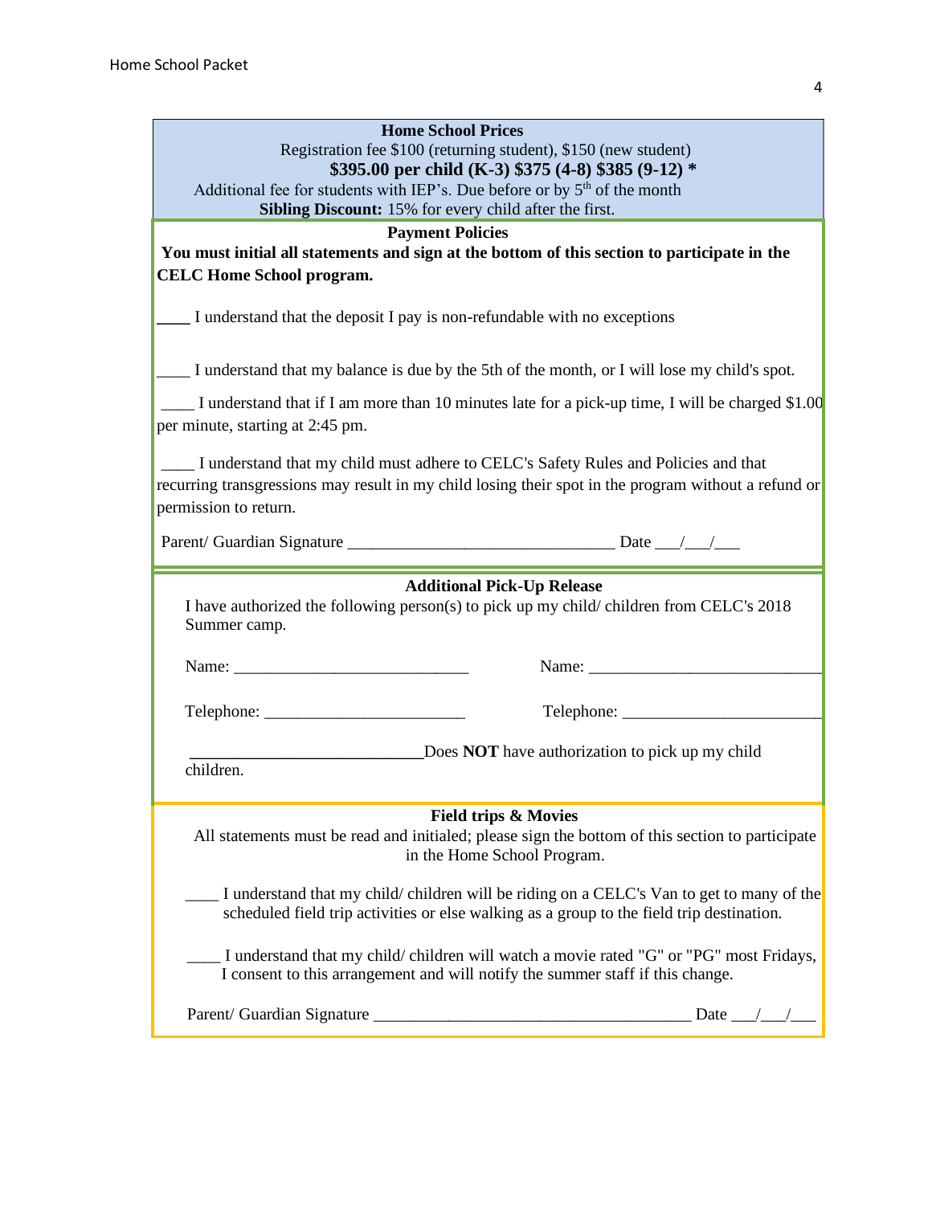## Home School Prices

Registration fee $100 (returning student), $150 (new student)

**$395.00 per child (K-3) $375 (4-8) $385 (9-12) ***

Additional fee for students with IEP's. Due before or by 5th of the month

**Sibling Discount:** 15% for every child after the first.

## Payment Policies

**You must initial all statements and sign at the bottom of this section to participate in the CELC Home School program.**

____ I understand that the deposit I pay is non-refundable with no exceptions

____ I understand that my balance is due by the 5th of the month, or I will lose my child's spot.

____ I understand that if I am more than 10 minutes late for a pick-up time, I will be charged $1.00 per minute, starting at 2:45 pm.

____ I understand that my child must adhere to CELC's Safety Rules and Policies and that recurring transgressions may result in my child losing their spot in the program without a refund or permission to return.

Parent/ Guardian Signature _______________________________ Date ___/___/___

## Additional Pick-Up Release

I have authorized the following person(s) to pick up my child/ children from CELC's 2018 Summer camp.

Name: ____________________________ Name: ____________________________

Telephone: ________________________ Telephone: ________________________

____________________________Does **NOT** have authorization to pick up my child children.

## Field trips & Movies

All statements must be read and initialed; please sign the bottom of this section to participate in the Home School Program.

____ I understand that my child/ children will be riding on a CELC's Van to get to many of the scheduled field trip activities or else walking as a group to the field trip destination.

____ I understand that my child/ children will watch a movie rated "G" or "PG" most Fridays, I consent to this arrangement and will notify the summer staff if this change.

Parent/ Guardian Signature _____________________________________ Date ___/___/___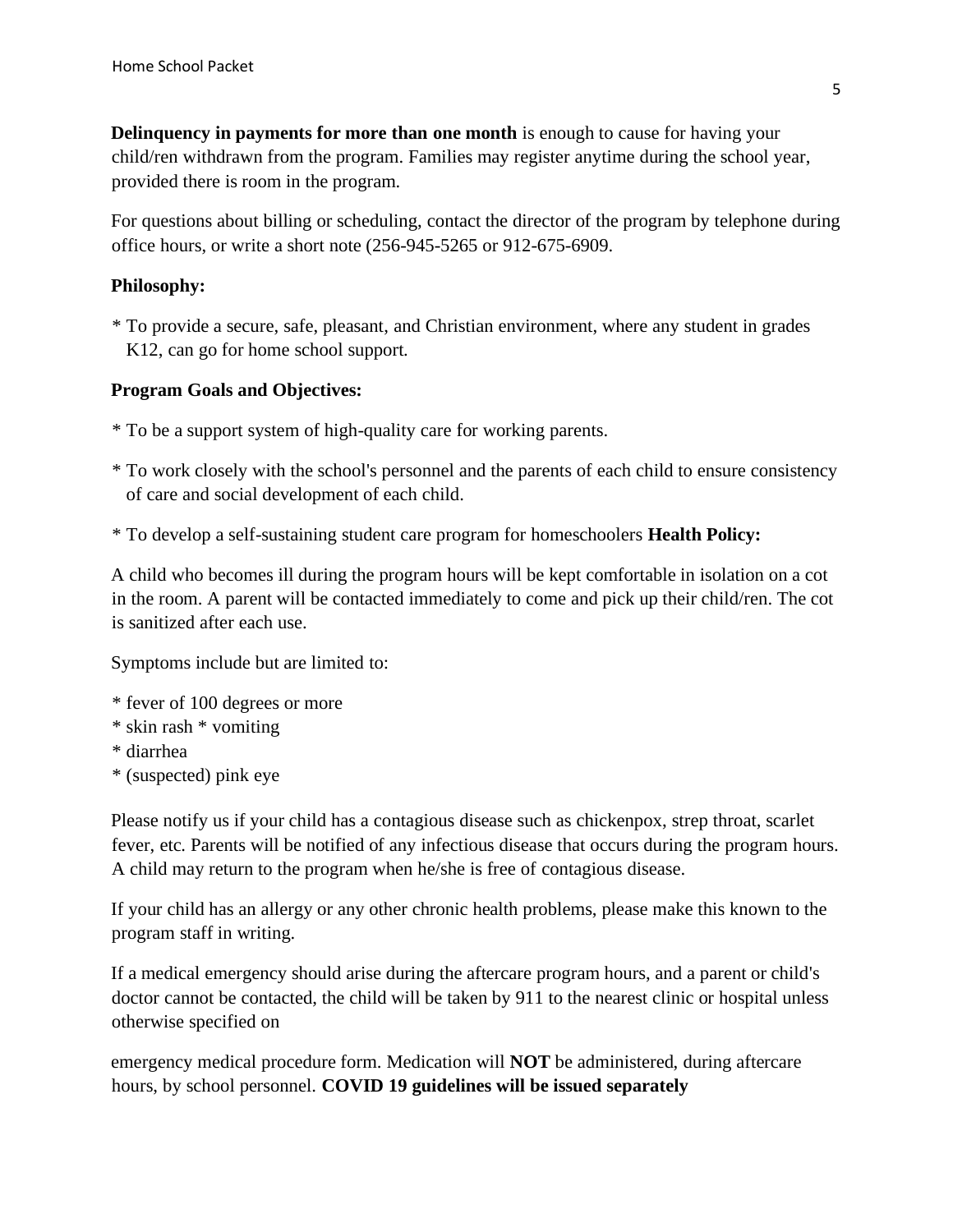**Delinquency in payments for more than one month** is enough to cause for having your child/ren withdrawn from the program. Families may register anytime during the school year, provided there is room in the program.

For questions about billing or scheduling, contact the director of the program by telephone during office hours, or write a short note (256-945-5265 or 912-675-6909.

**Philosophy:**

* To provide a secure, safe, pleasant, and Christian environment, where any student in grades K12, can go for home school support.

**Program Goals and Objectives:**

* To be a support system of high-quality care for working parents.

* To work closely with the school's personnel and the parents of each child to ensure consistency of care and social development of each child.

* To develop a self-sustaining student care program for homeschoolers **Health Policy:**

A child who becomes ill during the program hours will be kept comfortable in isolation on a cot in the room. A parent will be contacted immediately to come and pick up their child/ren. The cot is sanitized after each use.

Symptoms include but are limited to:

* fever of 100 degrees or more
* skin rash * vomiting
* diarrhea
* (suspected) pink eye

Please notify us if your child has a contagious disease such as chickenpox, strep throat, scarlet fever, etc. Parents will be notified of any infectious disease that occurs during the program hours. A child may return to the program when he/she is free of contagious disease.

If your child has an allergy or any other chronic health problems, please make this known to the program staff in writing.

If a medical emergency should arise during the aftercare program hours, and a parent or child's doctor cannot be contacted, the child will be taken by 911 to the nearest clinic or hospital unless otherwise specified on

emergency medical procedure form. Medication will **NOT** be administered, during aftercare hours, by school personnel. **COVID 19 guidelines will be issued separately**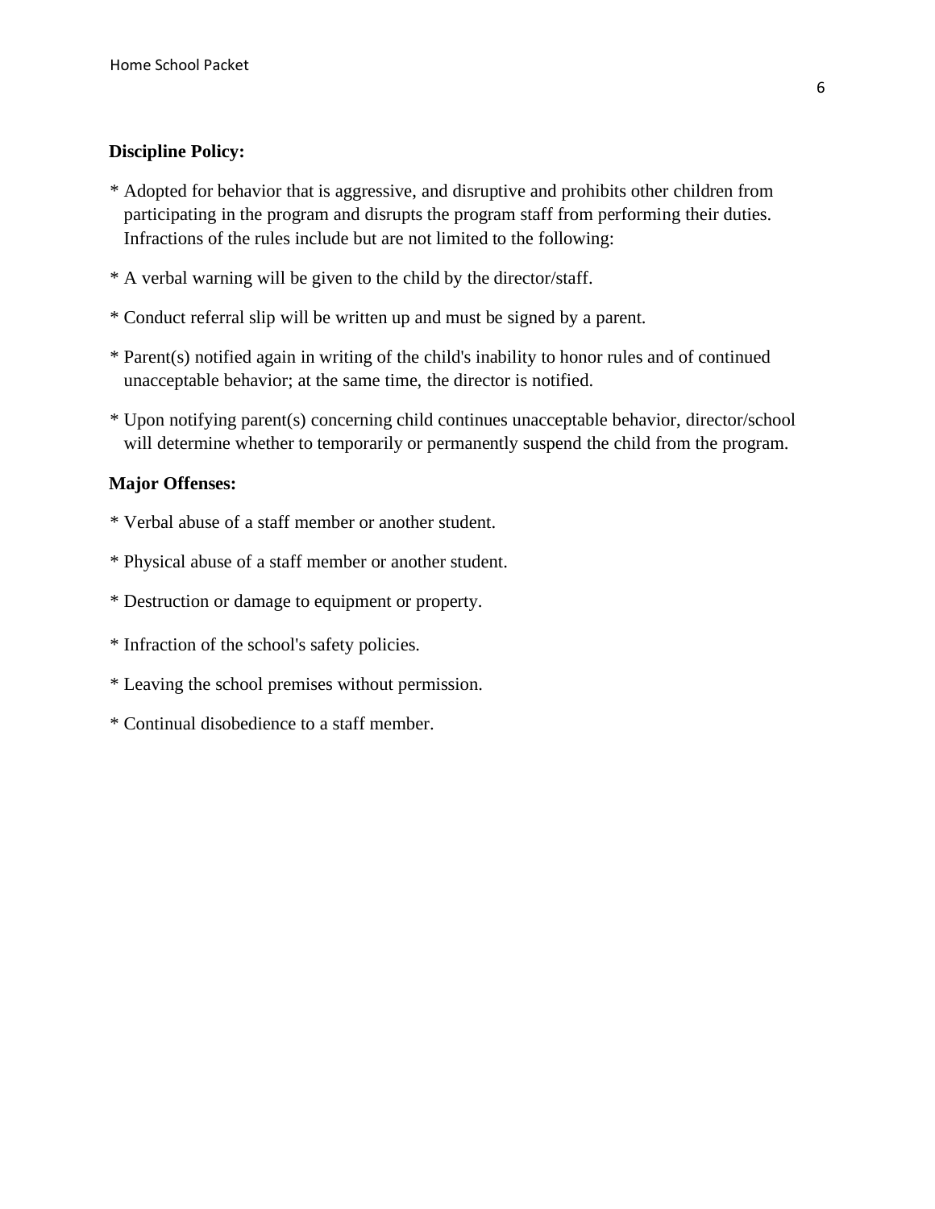**Discipline Policy:**

* Adopted for behavior that is aggressive, and disruptive and prohibits other children from participating in the program and disrupts the program staff from performing their duties. Infractions of the rules include but are not limited to the following:

* A verbal warning will be given to the child by the director/staff.

* Conduct referral slip will be written up and must be signed by a parent.

* Parent(s) notified again in writing of the child's inability to honor rules and of continued unacceptable behavior; at the same time, the director is notified.

* Upon notifying parent(s) concerning child continues unacceptable behavior, director/school will determine whether to temporarily or permanently suspend the child from the program.

**Major Offenses:**

* Verbal abuse of a staff member or another student.

* Physical abuse of a staff member or another student.

* Destruction or damage to equipment or property.

* Infraction of the school's safety policies.

* Leaving the school premises without permission.

* Continual disobedience to a staff member.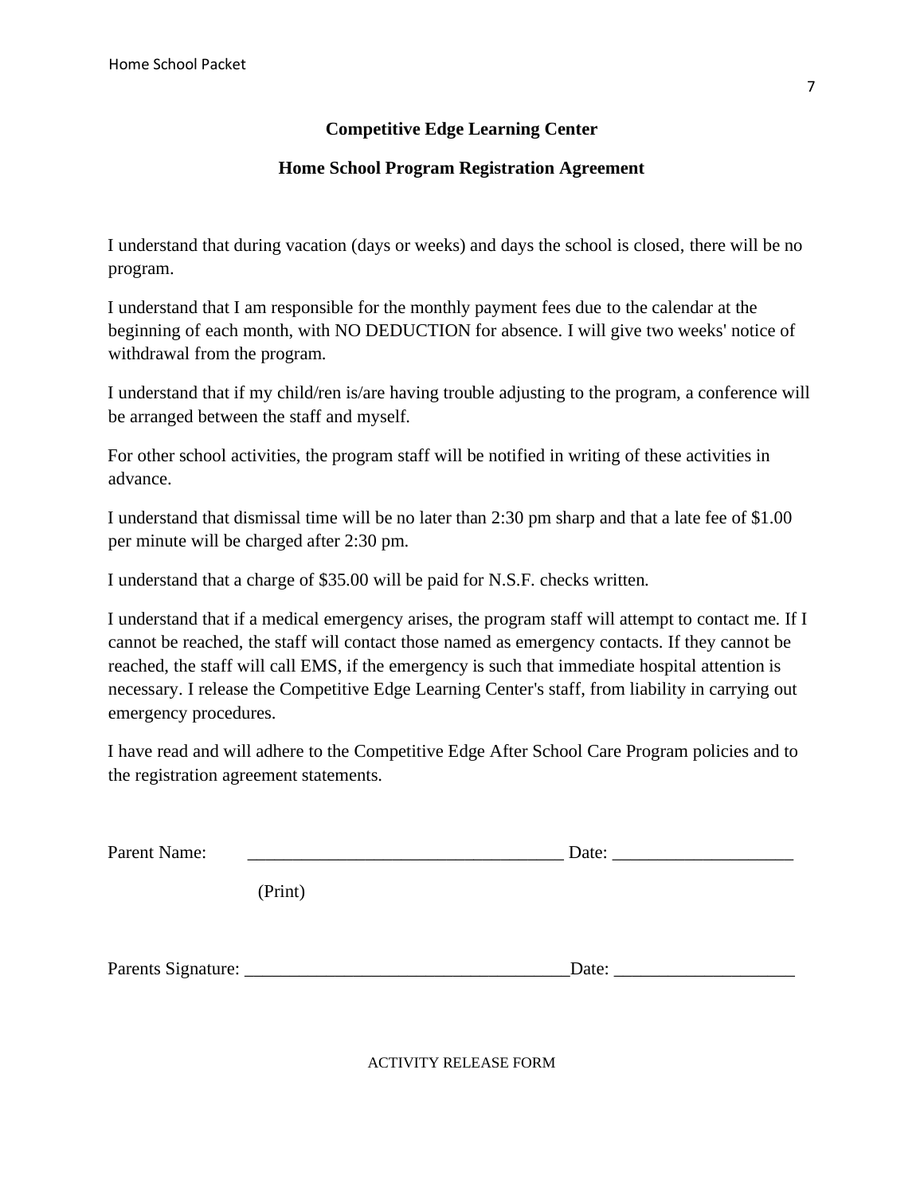## Competitive Edge Learning Center

## Home School Program Registration Agreement

I understand that during vacation (days or weeks) and days the school is closed, there will be no program.

I understand that I am responsible for the monthly payment fees due to the calendar at the beginning of each month, with NO DEDUCTION for absence. I will give two weeks' notice of withdrawal from the program.

I understand that if my child/ren is/are having trouble adjusting to the program, a conference will be arranged between the staff and myself.

For other school activities, the program staff will be notified in writing of these activities in advance.

I understand that dismissal time will be no later than 2:30 pm sharp and that a late fee of $1.00 per minute will be charged after 2:30 pm.

I understand that a charge of $35.00 will be paid for N.S.F. checks written.

I understand that if a medical emergency arises, the program staff will attempt to contact me. If I cannot be reached, the staff will contact those named as emergency contacts. If they cannot be reached, the staff will call EMS, if the emergency is such that immediate hospital attention is necessary. I release the Competitive Edge Learning Center's staff, from liability in carrying out emergency procedures.

I have read and will adhere to the Competitive Edge After School Care Program policies and to the registration agreement statements.

Parent Name: ___________________________________ Date: ____________________

(Print)

Parents Signature: ___________________________________Date: ____________________

ACTIVITY RELEASE FORM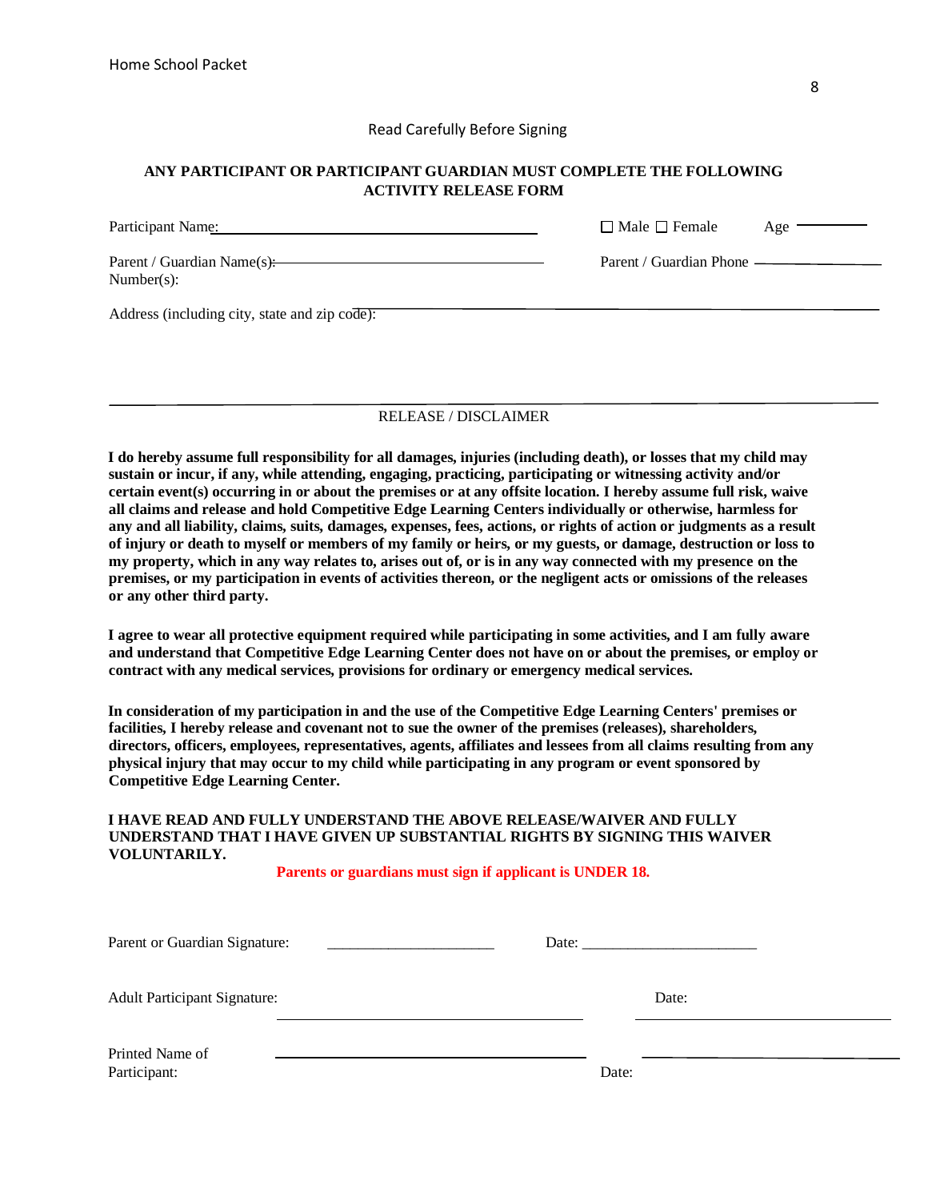Read Carefully Before Signing

**ANY PARTICIPANT OR PARTICIPANT GUARDIAN MUST COMPLETE THE FOLLOWING ACTIVITY RELEASE FORM**

Participant Name: ______________________________ ☐ Male ☐ Female Age ________

Parent / Guardian Name(s): ______________________________ Parent / Guardian Phone Number(s): ________________

Address (including city, state and zip code): ____________________________________________

______________________________________________________________________

RELEASE / DISCLAIMER

**I do hereby assume full responsibility for all damages, injuries (including death), or losses that my child may sustain or incur, if any, while attending, engaging, practicing, participating or witnessing activity and/or certain event(s) occurring in or about the premises or at any offsite location. I hereby assume full risk, waive all claims and release and hold Competitive Edge Learning Centers individually or otherwise, harmless for any and all liability, claims, suits, damages, expenses, fees, actions, or rights of action or judgments as a result of injury or death to myself or members of my family or heirs, or my guests, or damage, destruction or loss to my property, which in any way relates to, arises out of, or is in any way connected with my presence on the premises, or my participation in events of activities thereon, or the negligent acts or omissions of the releases or any other third party.**

**I agree to wear all protective equipment required while participating in some activities, and I am fully aware and understand that Competitive Edge Learning Center does not have on or about the premises, or employ or contract with any medical services, provisions for ordinary or emergency medical services.**

**In consideration of my participation in and the use of the Competitive Edge Learning Centers' premises or facilities, I hereby release and covenant not to sue the owner of the premises (releases), shareholders, directors, officers, employees, representatives, agents, affiliates and lessees from all claims resulting from any physical injury that may occur to my child while participating in any program or event sponsored by Competitive Edge Learning Center.**

**I HAVE READ AND FULLY UNDERSTAND THE ABOVE RELEASE/WAIVER AND FULLY UNDERSTAND THAT I HAVE GIVEN UP SUBSTANTIAL RIGHTS BY SIGNING THIS WAIVER VOLUNTARILY.**

**Parents or guardians must sign if applicant is UNDER 18.**

Parent or Guardian Signature: ______________________ Date: ______________________

Adult Participant Signature: ______________________ Date: ______________________

Printed Name of Participant: ______________________ Date: ______________________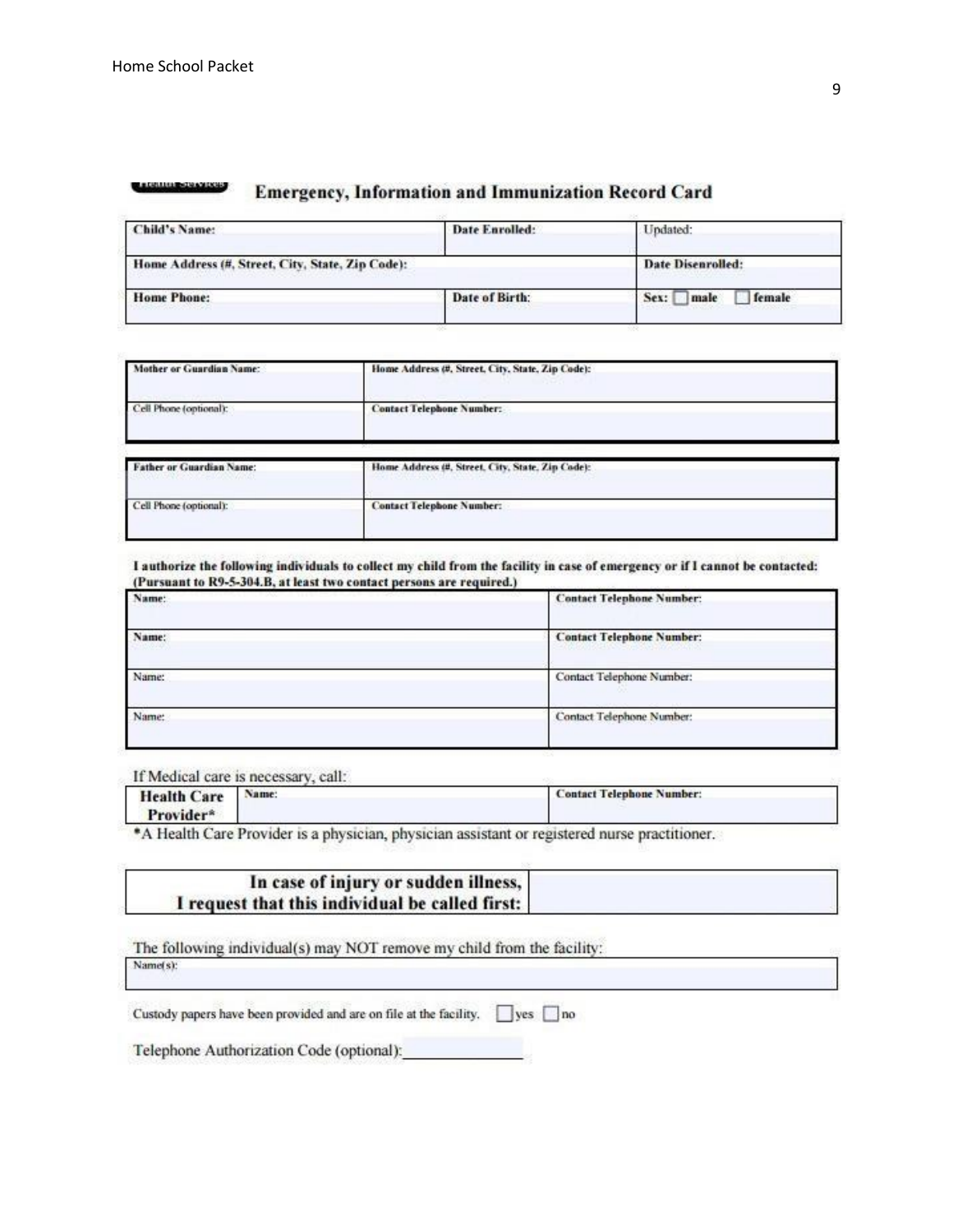## Emergency, Information and Immunization Record Card

| Child's Name: | Date Enrolled: | Updated: |
|---|---|---|
| Home Address (#, Street, City, State, Zip Code): | | Date Disenrolled: |
| Home Phone: | Date of Birth: | Sex: ☐ male ☐ female |

| Mother or Guardian Name: | Home Address (#, Street, City, State, Zip Code): |
|---|---|
| Cell Phone (optional): | Contact Telephone Number: |

| Father or Guardian Name: | Home Address (#, Street, City, State, Zip Code): |
|---|---|
| Cell Phone (optional): | Contact Telephone Number: |

**I authorize the following individuals to collect my child from the facility in case of emergency or if I cannot be contacted: (Pursuant to R9-5-304.B, at least two contact persons are required.)**

| Name: | Contact Telephone Number: |
|---|---|
| Name: | Contact Telephone Number: |
| Name: | Contact Telephone Number: |
| Name: | Contact Telephone Number: |

If Medical care is necessary, call:

| Health Care Provider* | Name: | Contact Telephone Number: |
|---|---|---|

*A Health Care Provider is a physician, physician assistant or registered nurse practitioner.

| In case of injury or sudden illness, I request that this individual be called first: | |
|---|---|

The following individual(s) may NOT remove my child from the facility:

| Name(s): |
|---|

Custody papers have been provided and are on file at the facility. ☐ yes ☐ no

Telephone Authorization Code (optional): ______________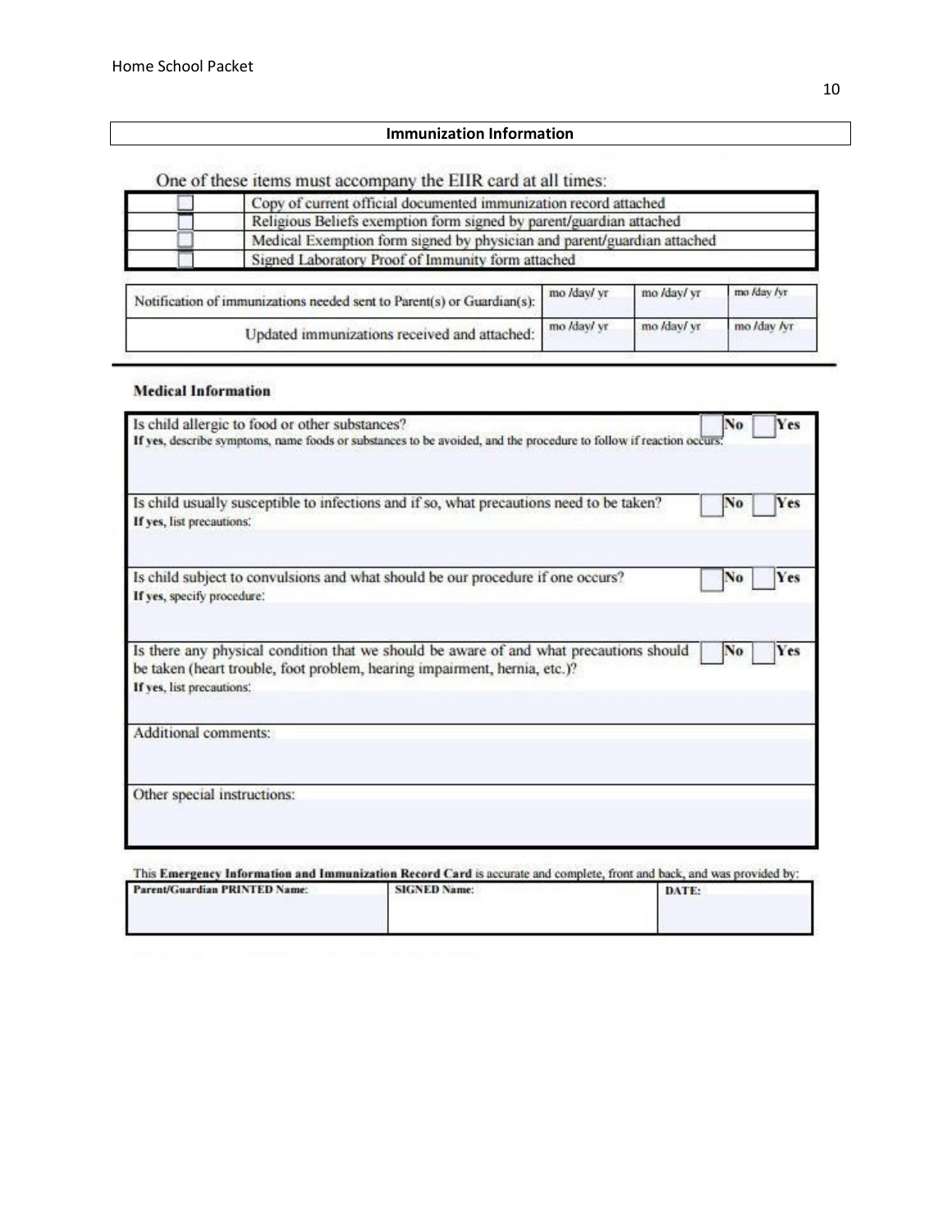## Immunization Information

One of these items must accompany the EIIR card at all times:

| | |
|---|---|
| ☐ | Copy of current official documented immunization record attached |
| ☐ | Religious Beliefs exemption form signed by parent/guardian attached |
| ☐ | Medical Exemption form signed by physician and parent/guardian attached |
| ☐ | Signed Laboratory Proof of Immunity form attached |

| | | | |
|---|---|---|---|
| Notification of immunizations needed sent to Parent(s) or Guardian(s): | mo /day/ yr | mo /day/ yr | mo /day /yr |
| Updated immunizations received and attached: | mo /day/ yr | mo /day/ yr | mo /day /yr |

**Medical Information**

| | |
|---|---|
| Is child allergic to food or other substances?<br>**If yes**, describe symptoms, name foods or substances to be avoided, and the procedure to follow if reaction occurs: | ☐ No ☐ Yes |
| Is child usually susceptible to infections and if so, what precautions need to be taken?<br>**If yes**, list precautions: | ☐ No ☐ Yes |
| Is child subject to convulsions and what should be our procedure if one occurs?<br>**If yes**, specify procedure: | ☐ No ☐ Yes |
| Is there any physical condition that we should be aware of and what precautions should be taken (heart trouble, foot problem, hearing impairment, hernia, etc.)?<br>**If yes**, list precautions: | ☐ No ☐ Yes |
| Additional comments: | |
| Other special instructions: | |

This **Emergency Information and Immunization Record Card** is accurate and complete, front and back, and was provided by:

| Parent/Guardian PRINTED Name: | SIGNED Name: | DATE: |
|---|---|---|
| | | |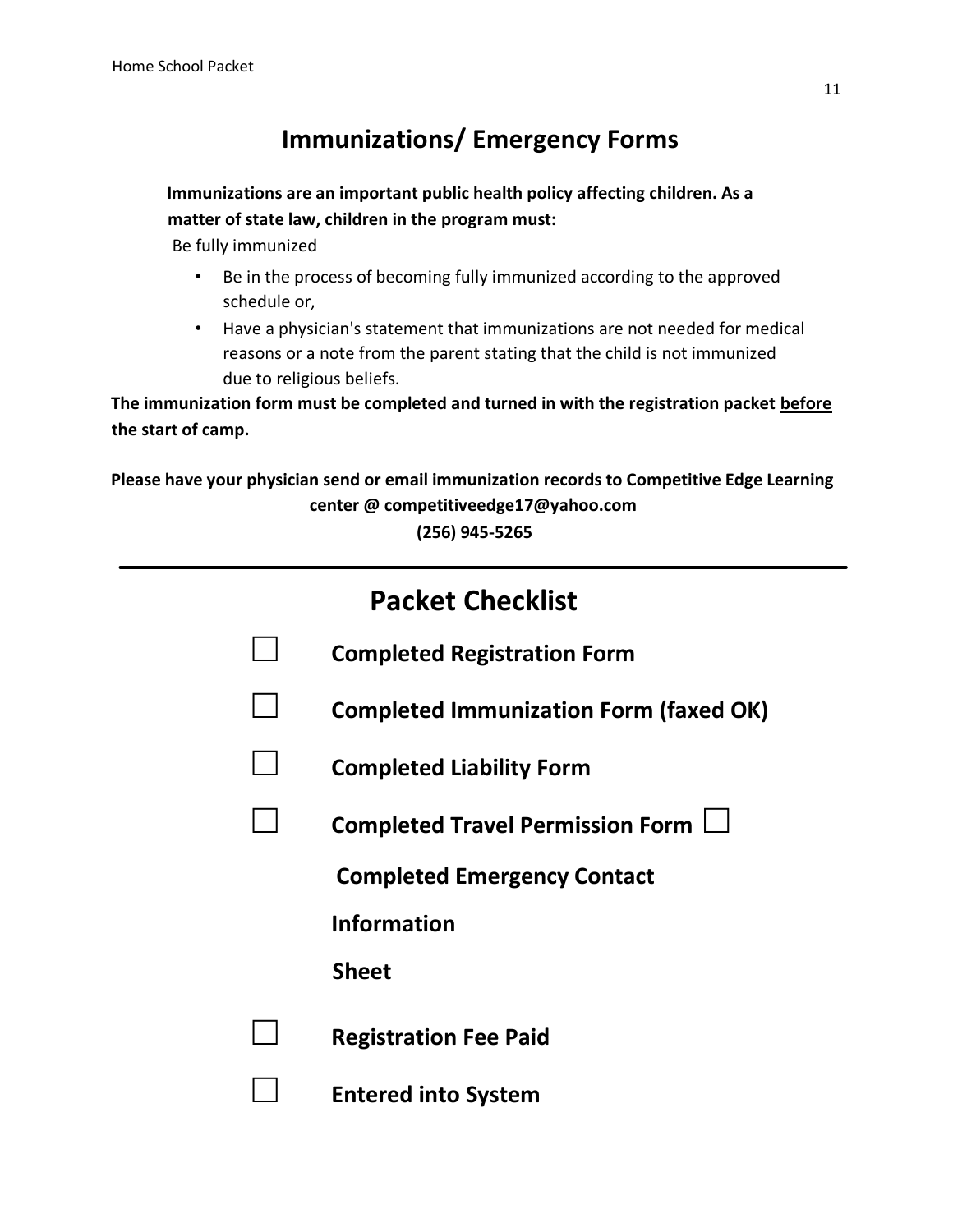## Immunizations/ Emergency Forms

**Immunizations are an important public health policy affecting children. As a matter of state law, children in the program must:**

Be fully immunized

- Be in the process of becoming fully immunized according to the approved schedule or,
- Have a physician's statement that immunizations are not needed for medical reasons or a note from the parent stating that the child is not immunized due to religious beliefs.

**The immunization form must be completed and turned in with the registration packet <u>before</u> the start of camp.**

**Please have your physician send or email immunization records to Competitive Edge Learning center @ competitiveedge17@yahoo.com**
**(256) 945-5265**

---

## Packet Checklist

- ☐ **Completed Registration Form**
- ☐ **Completed Immunization Form (faxed OK)**
- ☐ **Completed Liability Form**
- ☐ **Completed Travel Permission Form**
- ☐ **Completed Emergency Contact Information Sheet**
- ☐ **Registration Fee Paid**
- ☐ **Entered into System**